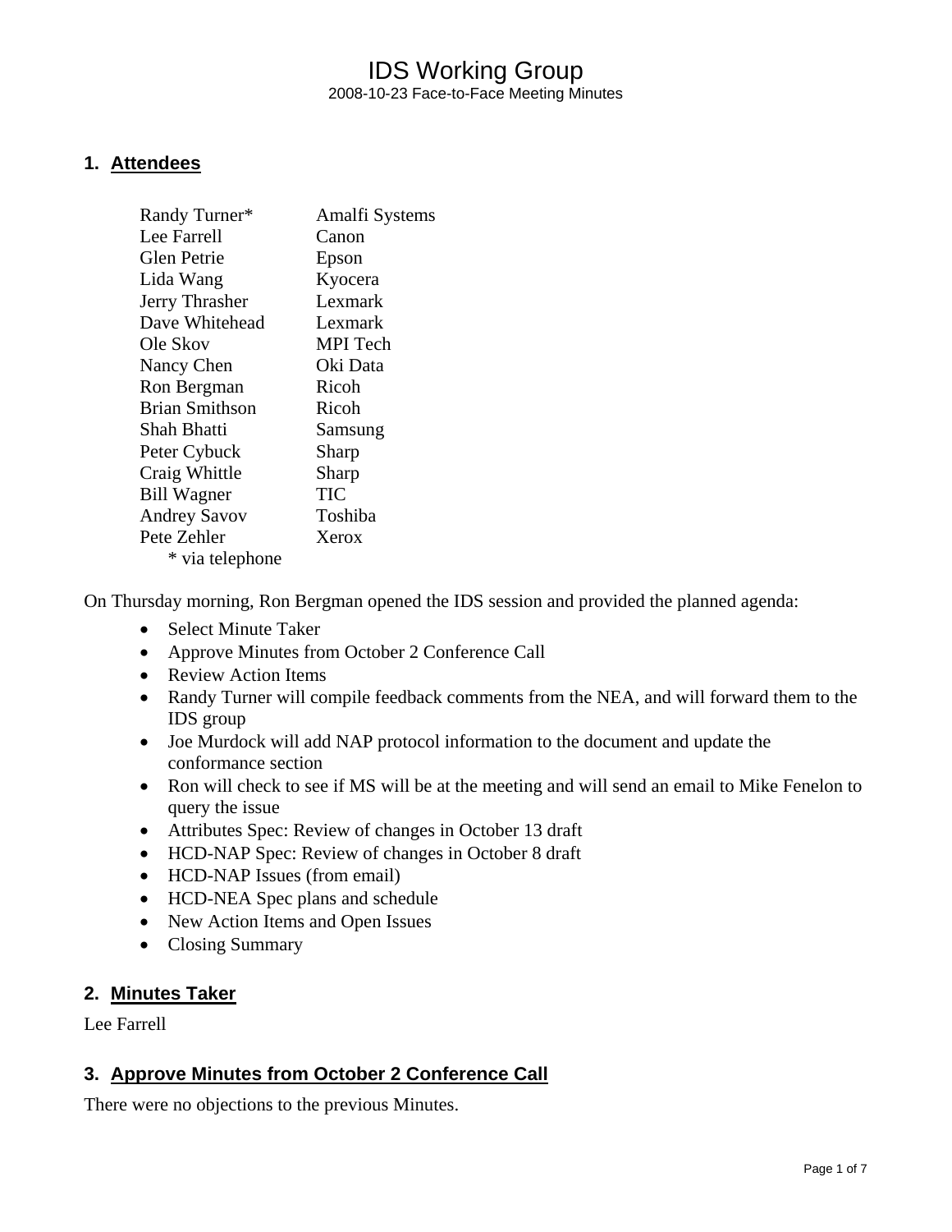# IDS Working Group

2008-10-23 Face-to-Face Meeting Minutes

## 1. Attendees

| | |
|---|---|
| Randy Turner* | Amalfi Systems |
| Lee Farrell | Canon |
| Glen Petrie | Epson |
| Lida Wang | Kyocera |
| Jerry Thrasher | Lexmark |
| Dave Whitehead | Lexmark |
| Ole Skov | MPI Tech |
| Nancy Chen | Oki Data |
| Ron Bergman | Ricoh |
| Brian Smithson | Ricoh |
| Shah Bhatti | Samsung |
| Peter Cybuck | Sharp |
| Craig Whittle | Sharp |
| Bill Wagner | TIC |
| Andrey Savov | Toshiba |
| Pete Zehler | Xerox |

\* via telephone

On Thursday morning, Ron Bergman opened the IDS session and provided the planned agenda:

- Select Minute Taker
- Approve Minutes from October 2 Conference Call
- Review Action Items
- Randy Turner will compile feedback comments from the NEA, and will forward them to the IDS group
- Joe Murdock will add NAP protocol information to the document and update the conformance section
- Ron will check to see if MS will be at the meeting and will send an email to Mike Fenelon to query the issue
- Attributes Spec: Review of changes in October 13 draft
- HCD-NAP Spec: Review of changes in October 8 draft
- HCD-NAP Issues (from email)
- HCD-NEA Spec plans and schedule
- New Action Items and Open Issues
- Closing Summary

## 2. Minutes Taker

Lee Farrell

## 3. Approve Minutes from October 2 Conference Call

There were no objections to the previous Minutes.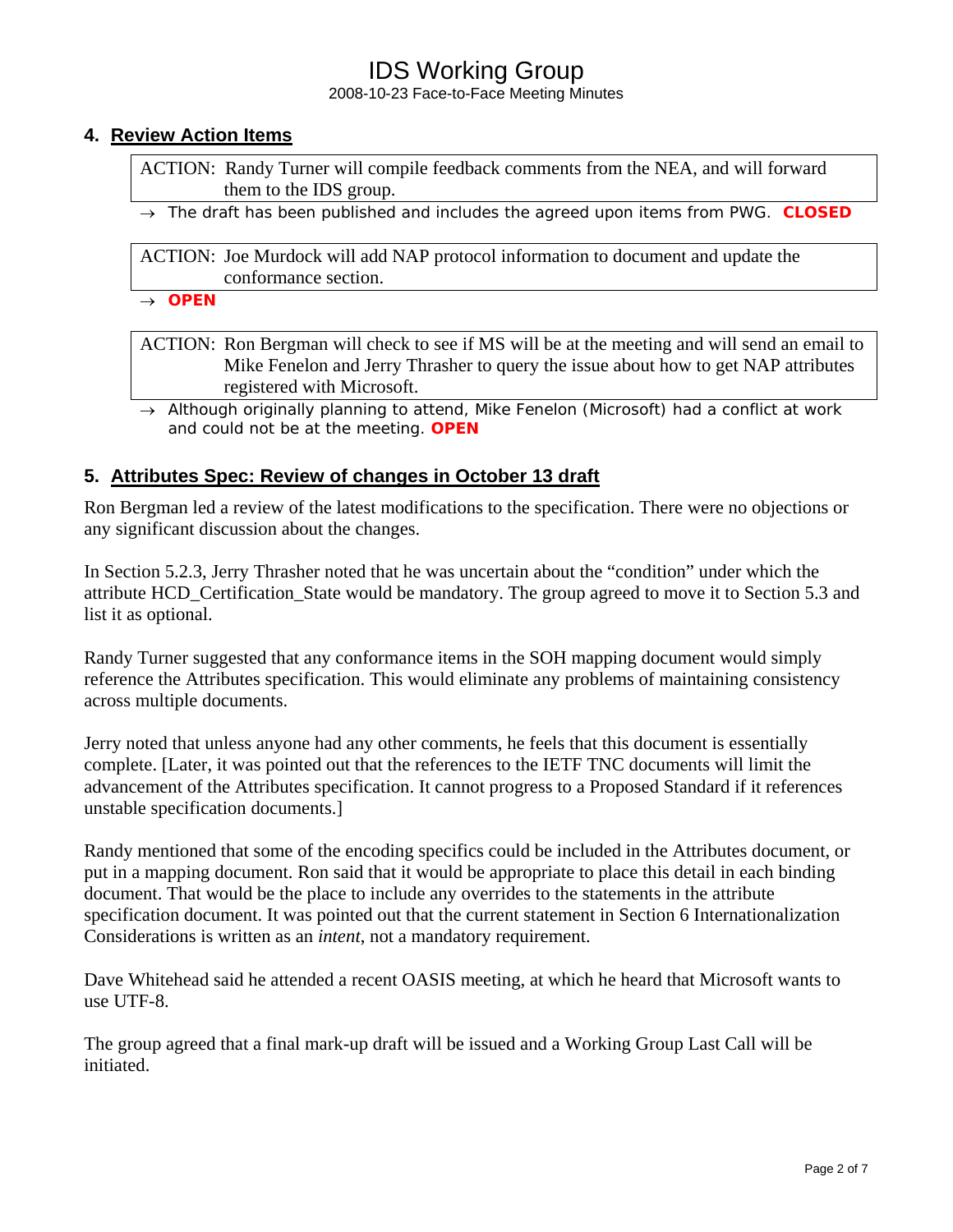## 4. Review Action Items

ACTION: Randy Turner will compile feedback comments from the NEA, and will forward them to the IDS group.

→ The draft has been published and includes the agreed upon items from PWG. **CLOSED**

ACTION: Joe Murdock will add NAP protocol information to document and update the conformance section.

→ **OPEN**

ACTION: Ron Bergman will check to see if MS will be at the meeting and will send an email to Mike Fenelon and Jerry Thrasher to query the issue about how to get NAP attributes registered with Microsoft.

→ Although originally planning to attend, Mike Fenelon (Microsoft) had a conflict at work and could not be at the meeting. **OPEN**

## 5. Attributes Spec: Review of changes in October 13 draft

Ron Bergman led a review of the latest modifications to the specification. There were no objections or any significant discussion about the changes.

In Section 5.2.3, Jerry Thrasher noted that he was uncertain about the "condition" under which the attribute HCD_Certification_State would be mandatory. The group agreed to move it to Section 5.3 and list it as optional.

Randy Turner suggested that any conformance items in the SOH mapping document would simply reference the Attributes specification. This would eliminate any problems of maintaining consistency across multiple documents.

Jerry noted that unless anyone had any other comments, he feels that this document is essentially complete. [Later, it was pointed out that the references to the IETF TNC documents will limit the advancement of the Attributes specification. It cannot progress to a Proposed Standard if it references unstable specification documents.]

Randy mentioned that some of the encoding specifics could be included in the Attributes document, or put in a mapping document. Ron said that it would be appropriate to place this detail in each binding document. That would be the place to include any overrides to the statements in the attribute specification document. It was pointed out that the current statement in Section 6 Internationalization Considerations is written as an *intent*, not a mandatory requirement.

Dave Whitehead said he attended a recent OASIS meeting, at which he heard that Microsoft wants to use UTF-8.

The group agreed that a final mark-up draft will be issued and a Working Group Last Call will be initiated.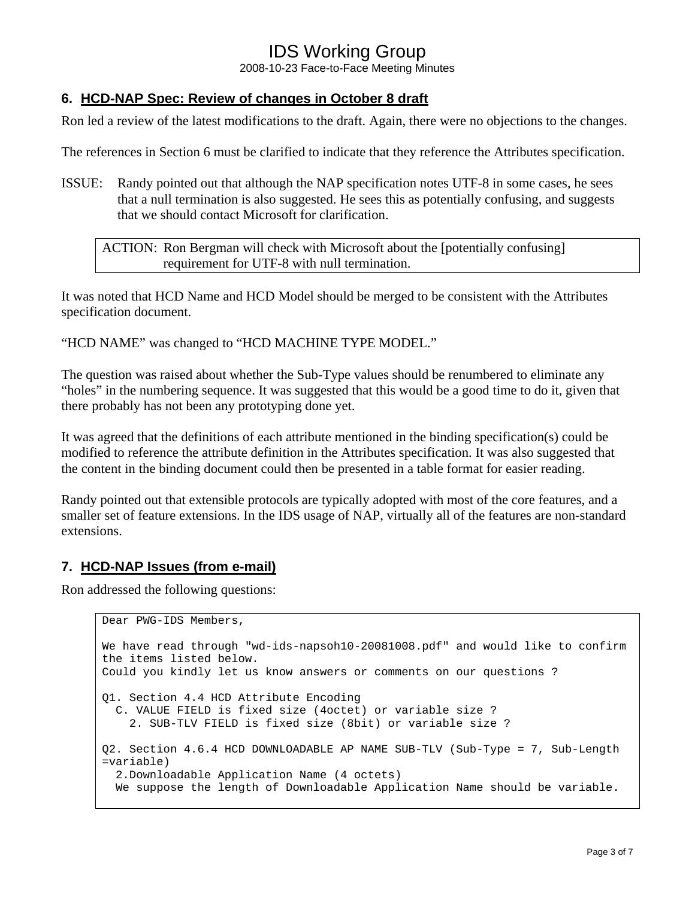## 6. HCD-NAP Spec: Review of changes in October 8 draft

Ron led a review of the latest modifications to the draft. Again, there were no objections to the changes.

The references in Section 6 must be clarified to indicate that they reference the Attributes specification.

ISSUE: Randy pointed out that although the NAP specification notes UTF-8 in some cases, he sees that a null termination is also suggested. He sees this as potentially confusing, and suggests that we should contact Microsoft for clarification.

> ACTION: Ron Bergman will check with Microsoft about the [potentially confusing] requirement for UTF-8 with null termination.

It was noted that HCD Name and HCD Model should be merged to be consistent with the Attributes specification document.

"HCD NAME" was changed to "HCD MACHINE TYPE MODEL."

The question was raised about whether the Sub-Type values should be renumbered to eliminate any "holes" in the numbering sequence. It was suggested that this would be a good time to do it, given that there probably has not been any prototyping done yet.

It was agreed that the definitions of each attribute mentioned in the binding specification(s) could be modified to reference the attribute definition in the Attributes specification. It was also suggested that the content in the binding document could then be presented in a table format for easier reading.

Randy pointed out that extensible protocols are typically adopted with most of the core features, and a smaller set of feature extensions. In the IDS usage of NAP, virtually all of the features are non-standard extensions.

## 7. HCD-NAP Issues (from e-mail)

Ron addressed the following questions:

```
Dear PWG-IDS Members,

We have read through "wd-ids-napsoh10-20081008.pdf" and would like to confirm
the items listed below.
Could you kindly let us know answers or comments on our questions ?

Q1. Section 4.4 HCD Attribute Encoding
  C. VALUE FIELD is fixed size (4octet) or variable size ?
    2. SUB-TLV FIELD is fixed size (8bit) or variable size ?

Q2. Section 4.6.4 HCD DOWNLOADABLE AP NAME SUB-TLV (Sub-Type = 7, Sub-Length
=variable)
  2.Downloadable Application Name (4 octets)
  We suppose the length of Downloadable Application Name should be variable.
```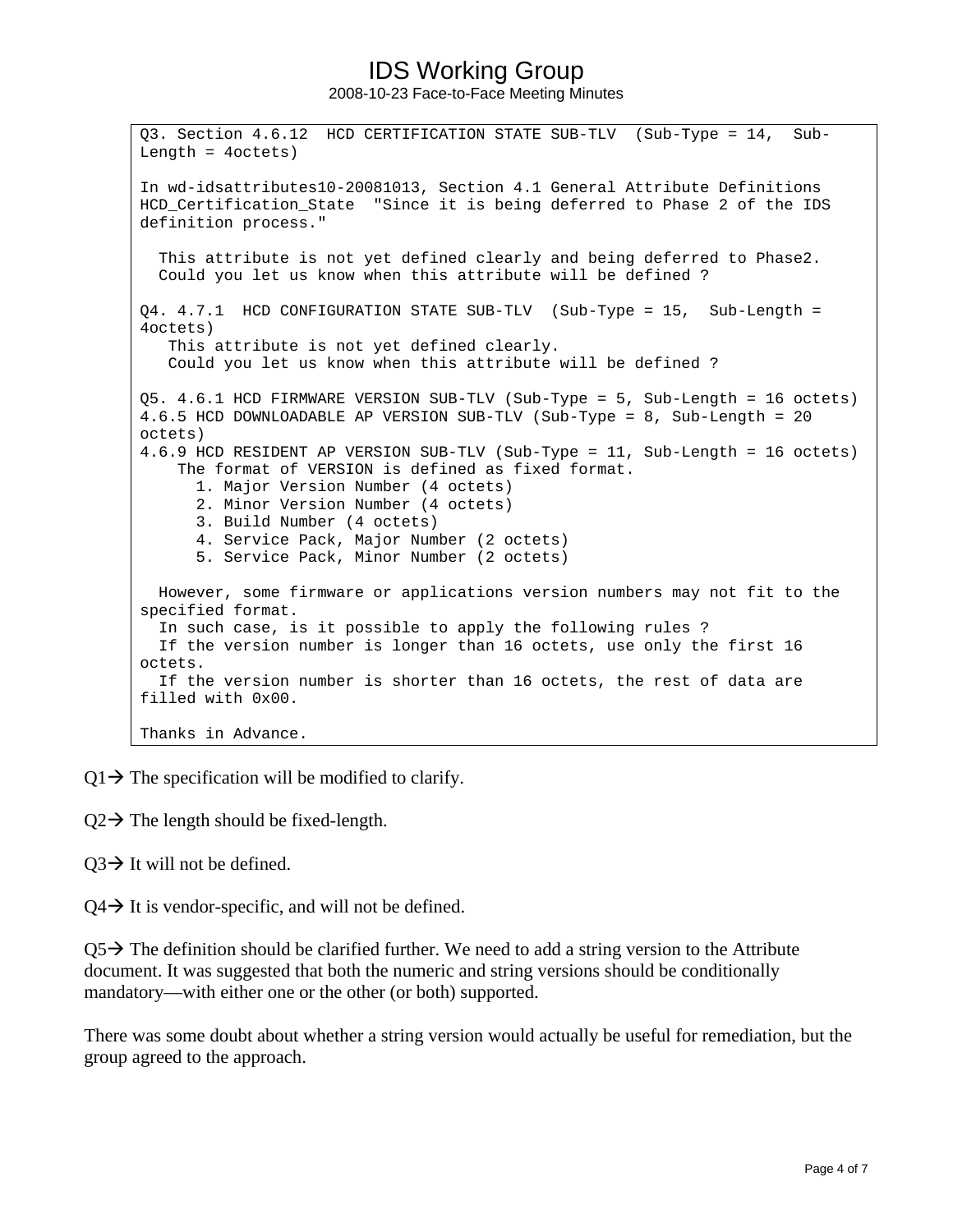```
Q3. Section 4.6.12  HCD CERTIFICATION STATE SUB-TLV  (Sub-Type = 14,  Sub-
Length = 4octets)

In wd-idsattributes10-20081013, Section 4.1 General Attribute Definitions
HCD_Certification_State  "Since it is being deferred to Phase 2 of the IDS
definition process."

  This attribute is not yet defined clearly and being deferred to Phase2.
  Could you let us know when this attribute will be defined ?

Q4. 4.7.1  HCD CONFIGURATION STATE SUB-TLV  (Sub-Type = 15,  Sub-Length =
4octets)
   This attribute is not yet defined clearly.
   Could you let us know when this attribute will be defined ?

Q5. 4.6.1 HCD FIRMWARE VERSION SUB-TLV (Sub-Type = 5, Sub-Length = 16 octets)
4.6.5 HCD DOWNLOADABLE AP VERSION SUB-TLV (Sub-Type = 8, Sub-Length = 20
octets)
4.6.9 HCD RESIDENT AP VERSION SUB-TLV (Sub-Type = 11, Sub-Length = 16 octets)
    The format of VERSION is defined as fixed format.
      1. Major Version Number (4 octets)
      2. Minor Version Number (4 octets)
      3. Build Number (4 octets)
      4. Service Pack, Major Number (2 octets)
      5. Service Pack, Minor Number (2 octets)

  However, some firmware or applications version numbers may not fit to the
specified format.
  In such case, is it possible to apply the following rules ?
  If the version number is longer than 16 octets, use only the first 16
octets.
  If the version number is shorter than 16 octets, the rest of data are
filled with 0x00.

Thanks in Advance.
```

Q1→ The specification will be modified to clarify.

Q2→ The length should be fixed-length.

Q3→ It will not be defined.

Q4→ It is vendor-specific, and will not be defined.

Q5→ The definition should be clarified further. We need to add a string version to the Attribute document. It was suggested that both the numeric and string versions should be conditionally mandatory—with either one or the other (or both) supported.

There was some doubt about whether a string version would actually be useful for remediation, but the group agreed to the approach.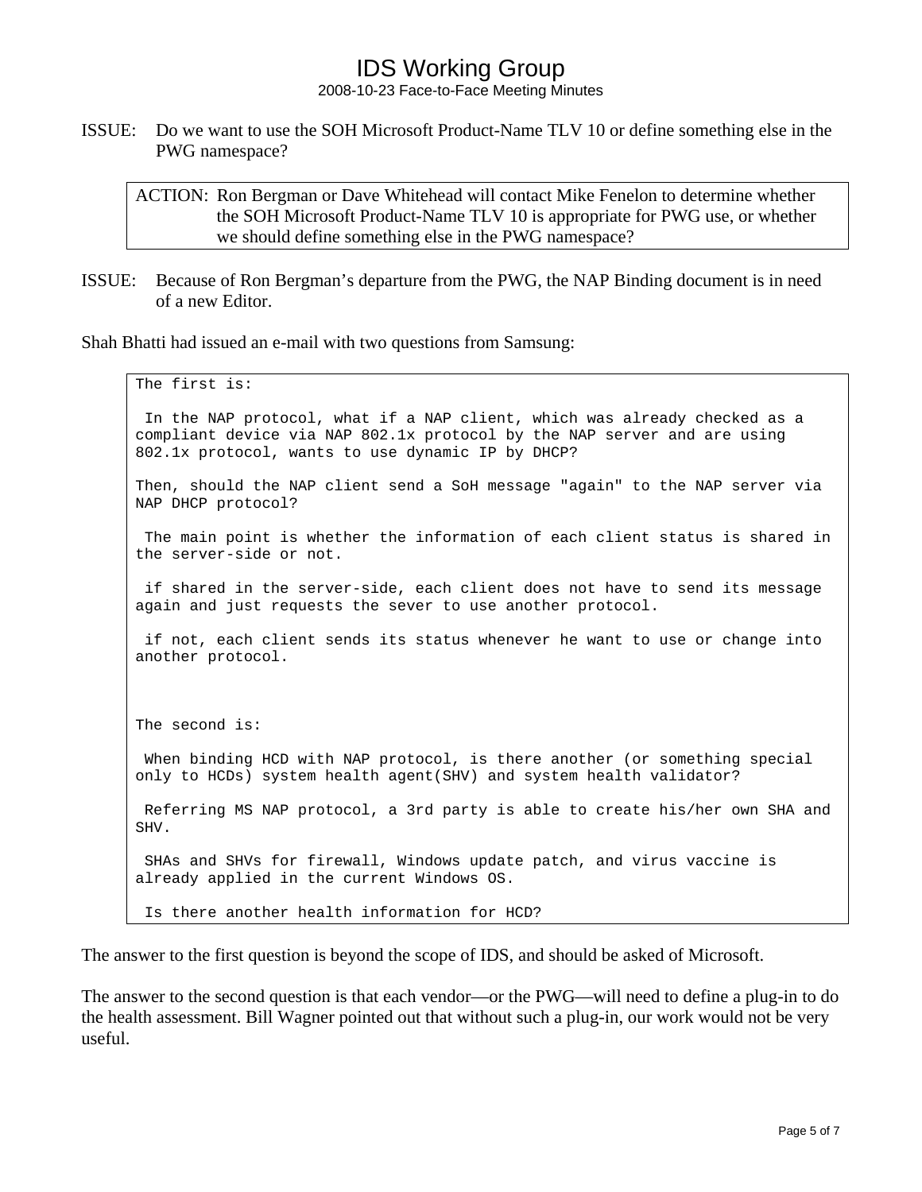ISSUE: Do we want to use the SOH Microsoft Product-Name TLV 10 or define something else in the PWG namespace?

> ACTION: Ron Bergman or Dave Whitehead will contact Mike Fenelon to determine whether the SOH Microsoft Product-Name TLV 10 is appropriate for PWG use, or whether we should define something else in the PWG namespace?

ISSUE: Because of Ron Bergman's departure from the PWG, the NAP Binding document is in need of a new Editor.

Shah Bhatti had issued an e-mail with two questions from Samsung:

```
The first is:

 In the NAP protocol, what if a NAP client, which was already checked as a
compliant device via NAP 802.1x protocol by the NAP server and are using
802.1x protocol, wants to use dynamic IP by DHCP?

Then, should the NAP client send a SoH message "again" to the NAP server via
NAP DHCP protocol?

 The main point is whether the information of each client status is shared in
the server-side or not.

 if shared in the server-side, each client does not have to send its message
again and just requests the sever to use another protocol.

 if not, each client sends its status whenever he want to use or change into
another protocol.



The second is:

 When binding HCD with NAP protocol, is there another (or something special
only to HCDs) system health agent(SHV) and system health validator?

 Referring MS NAP protocol, a 3rd party is able to create his/her own SHA and
SHV.

 SHAs and SHVs for firewall, Windows update patch, and virus vaccine is
already applied in the current Windows OS.

 Is there another health information for HCD?
```

The answer to the first question is beyond the scope of IDS, and should be asked of Microsoft.

The answer to the second question is that each vendor—or the PWG—will need to define a plug-in to do the health assessment. Bill Wagner pointed out that without such a plug-in, our work would not be very useful.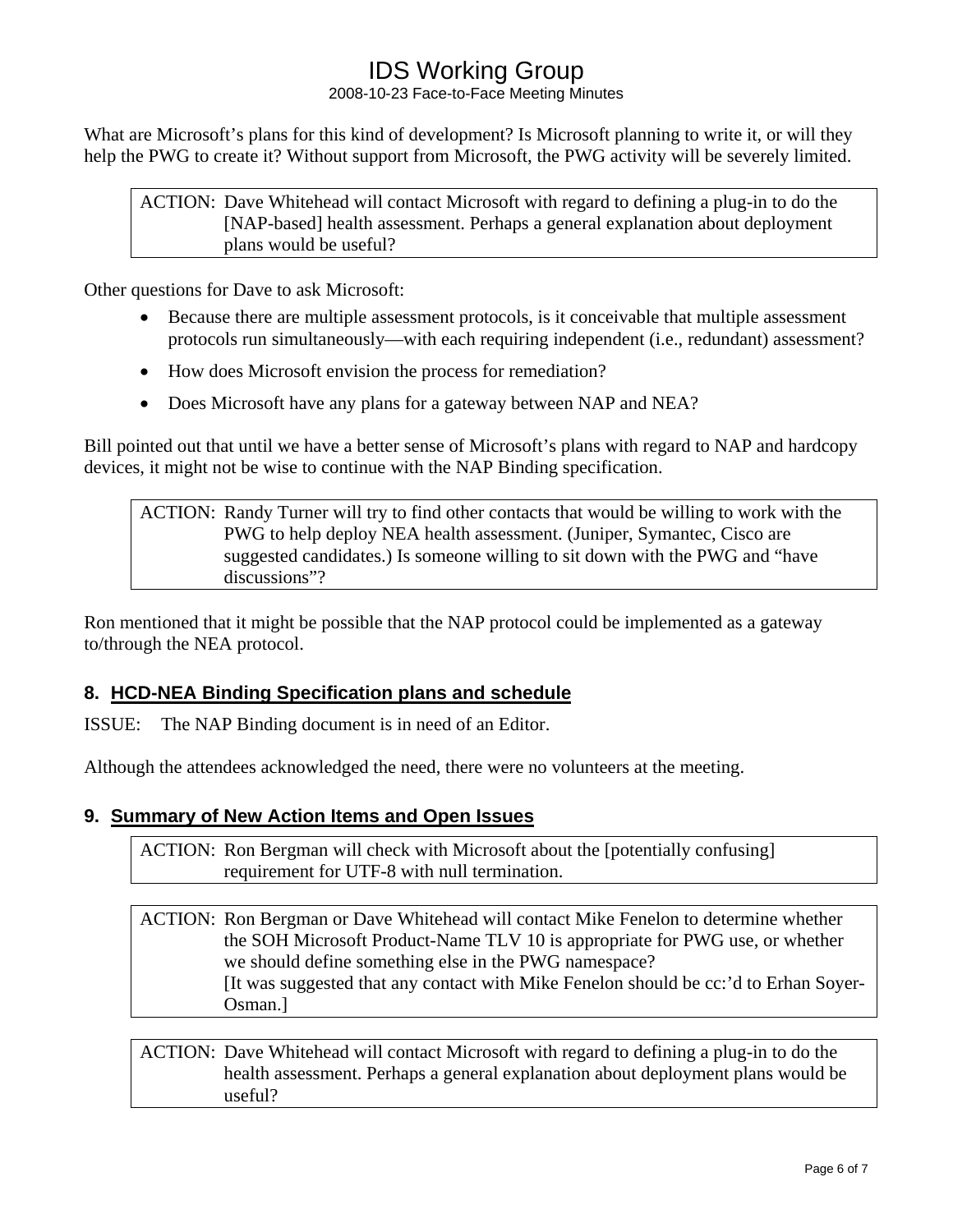What are Microsoft's plans for this kind of development? Is Microsoft planning to write it, or will they help the PWG to create it? Without support from Microsoft, the PWG activity will be severely limited.

> ACTION: Dave Whitehead will contact Microsoft with regard to defining a plug-in to do the [NAP-based] health assessment. Perhaps a general explanation about deployment plans would be useful?

Other questions for Dave to ask Microsoft:

- Because there are multiple assessment protocols, is it conceivable that multiple assessment protocols run simultaneously—with each requiring independent (i.e., redundant) assessment?
- How does Microsoft envision the process for remediation?
- Does Microsoft have any plans for a gateway between NAP and NEA?

Bill pointed out that until we have a better sense of Microsoft's plans with regard to NAP and hardcopy devices, it might not be wise to continue with the NAP Binding specification.

> ACTION: Randy Turner will try to find other contacts that would be willing to work with the PWG to help deploy NEA health assessment. (Juniper, Symantec, Cisco are suggested candidates.) Is someone willing to sit down with the PWG and "have discussions"?

Ron mentioned that it might be possible that the NAP protocol could be implemented as a gateway to/through the NEA protocol.

## 8. HCD-NEA Binding Specification plans and schedule

ISSUE: The NAP Binding document is in need of an Editor.

Although the attendees acknowledged the need, there were no volunteers at the meeting.

## 9. Summary of New Action Items and Open Issues

> ACTION: Ron Bergman will check with Microsoft about the [potentially confusing] requirement for UTF-8 with null termination.

> ACTION: Ron Bergman or Dave Whitehead will contact Mike Fenelon to determine whether the SOH Microsoft Product-Name TLV 10 is appropriate for PWG use, or whether we should define something else in the PWG namespace?
> [It was suggested that any contact with Mike Fenelon should be cc:'d to Erhan Soyer-Osman.]

> ACTION: Dave Whitehead will contact Microsoft with regard to defining a plug-in to do the health assessment. Perhaps a general explanation about deployment plans would be useful?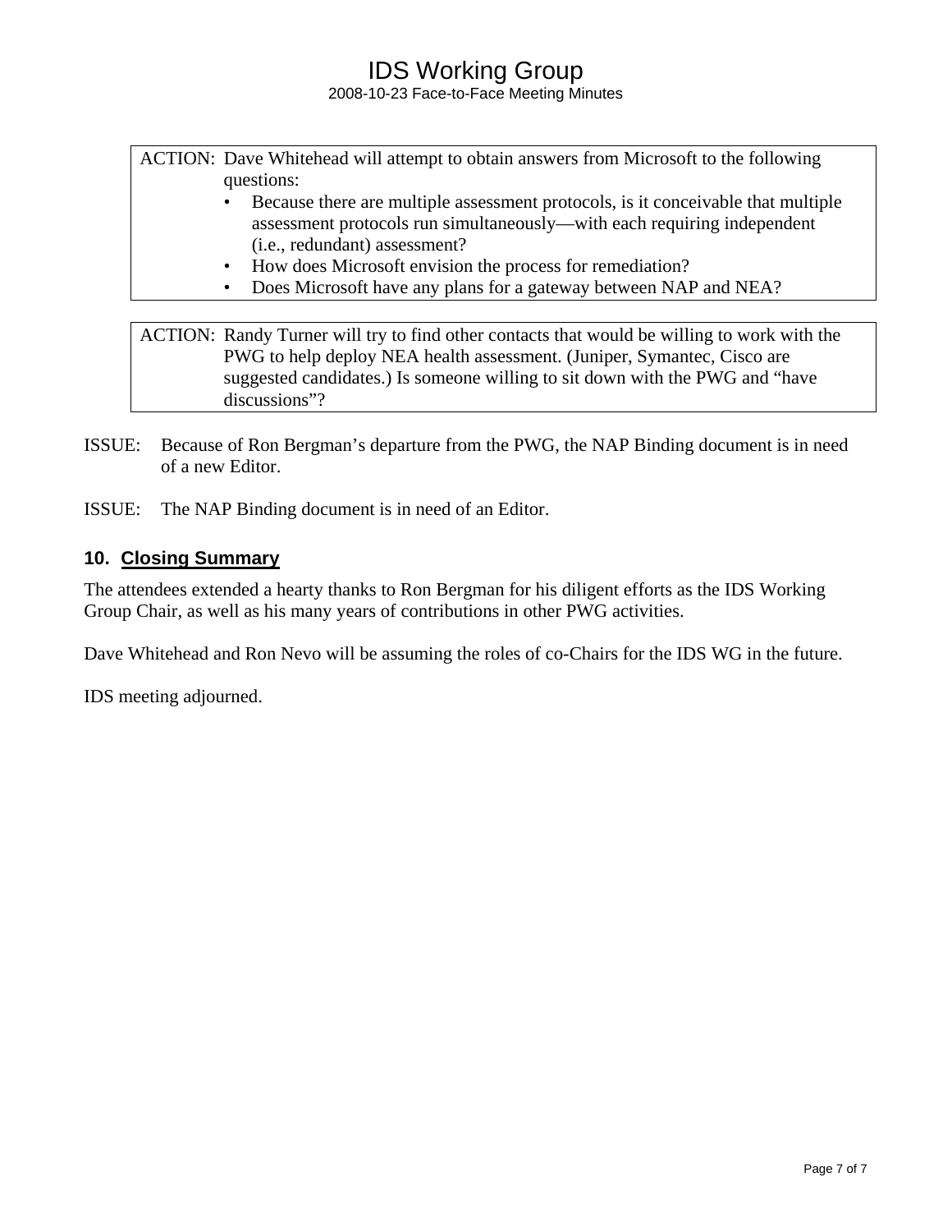ACTION: Dave Whitehead will attempt to obtain answers from Microsoft to the following questions:

- Because there are multiple assessment protocols, is it conceivable that multiple assessment protocols run simultaneously—with each requiring independent (i.e., redundant) assessment?
- How does Microsoft envision the process for remediation?
- Does Microsoft have any plans for a gateway between NAP and NEA?

ACTION: Randy Turner will try to find other contacts that would be willing to work with the PWG to help deploy NEA health assessment. (Juniper, Symantec, Cisco are suggested candidates.) Is someone willing to sit down with the PWG and "have discussions"?

ISSUE: Because of Ron Bergman's departure from the PWG, the NAP Binding document is in need of a new Editor.

ISSUE: The NAP Binding document is in need of an Editor.

## 10. Closing Summary

The attendees extended a hearty thanks to Ron Bergman for his diligent efforts as the IDS Working Group Chair, as well as his many years of contributions in other PWG activities.

Dave Whitehead and Ron Nevo will be assuming the roles of co-Chairs for the IDS WG in the future.

IDS meeting adjourned.